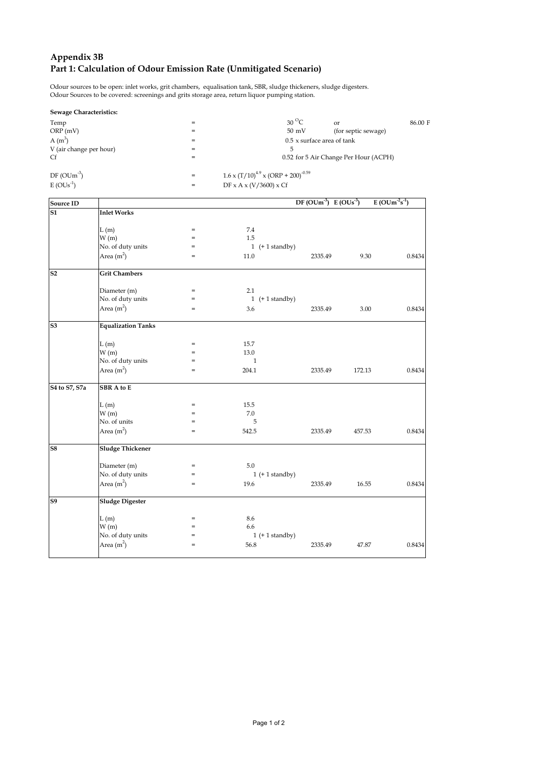# Appendix 3B
## Part 1: Calculation of Odour Emission Rate (Unmitigated Scenario)

Odour sources to be open: inlet works, grit chambers, equalisation tank, SBR, sludge thickeners, sludge digesters.
Odour Sources to be covered: screenings and grits storage area, return liquor pumping station.

**Sewage Characteristics:**

| | | | | |
|---|---|---|---|---|
| Temp | = | $30\ ^{O}C$ | or | 86.00 F |
| ORP (mV) | = | 50 mV | (for septic sewage) | |
| A ($m^3$) | = | 0.5 x surface area of tank | | |
| V (air change per hour) | = | 5 | | |
| Cf | = | 0.52 for 5 Air Change Per Hour (ACPH) | | |
| DF ($OUm^{-3}$) | = | $1.6 \times (T/10)^{4.9} \times (ORP + 200)^{-0.59}$ | | |
| E ($OUs^{-1}$) | = | DF x A x (V/3600) x Cf | | |

| Source ID | | | | DF ($OUm^{-3}$) | E ($OUs^{-1}$) | E ($OUm^{-2}s^{-1}$) |
|---|---|---|---|---|---|---|
| **S1** | **Inlet Works** | | | | | |
| | L (m) | = | 7.4 | | | |
| | W (m) | = | 1.5 | | | |
| | No. of duty units | = | 1 (+ 1 standby) | | | |
| | Area ($m^2$) | = | 11.0 | 2335.49 | 9.30 | 0.8434 |
| **S2** | **Grit Chambers** | | | | | |
| | Diameter (m) | = | 2.1 | | | |
| | No. of duty units | = | 1 (+ 1 standby) | | | |
| | Area ($m^2$) | = | 3.6 | 2335.49 | 3.00 | 0.8434 |
| **S3** | **Equalization Tanks** | | | | | |
| | L (m) | = | 15.7 | | | |
| | W (m) | = | 13.0 | | | |
| | No. of duty units | = | 1 | | | |
| | Area ($m^2$) | = | 204.1 | 2335.49 | 172.13 | 0.8434 |
| **S4 to S7, S7a** | **SBR A to E** | | | | | |
| | L (m) | = | 15.5 | | | |
| | W (m) | = | 7.0 | | | |
| | No. of units | = | 5 | | | |
| | Area ($m^2$) | = | 542.5 | 2335.49 | 457.53 | 0.8434 |
| **S8** | **Sludge Thickener** | | | | | |
| | Diameter (m) | = | 5.0 | | | |
| | No. of duty units | = | 1 (+ 1 standby) | | | |
| | Area ($m^2$) | = | 19.6 | 2335.49 | 16.55 | 0.8434 |
| **S9** | **Sludge Digester** | | | | | |
| | L (m) | = | 8.6 | | | |
| | W (m) | = | 6.6 | | | |
| | No. of duty units | = | 1 (+ 1 standby) | | | |
| | Area ($m^2$) | = | 56.8 | 2335.49 | 47.87 | 0.8434 |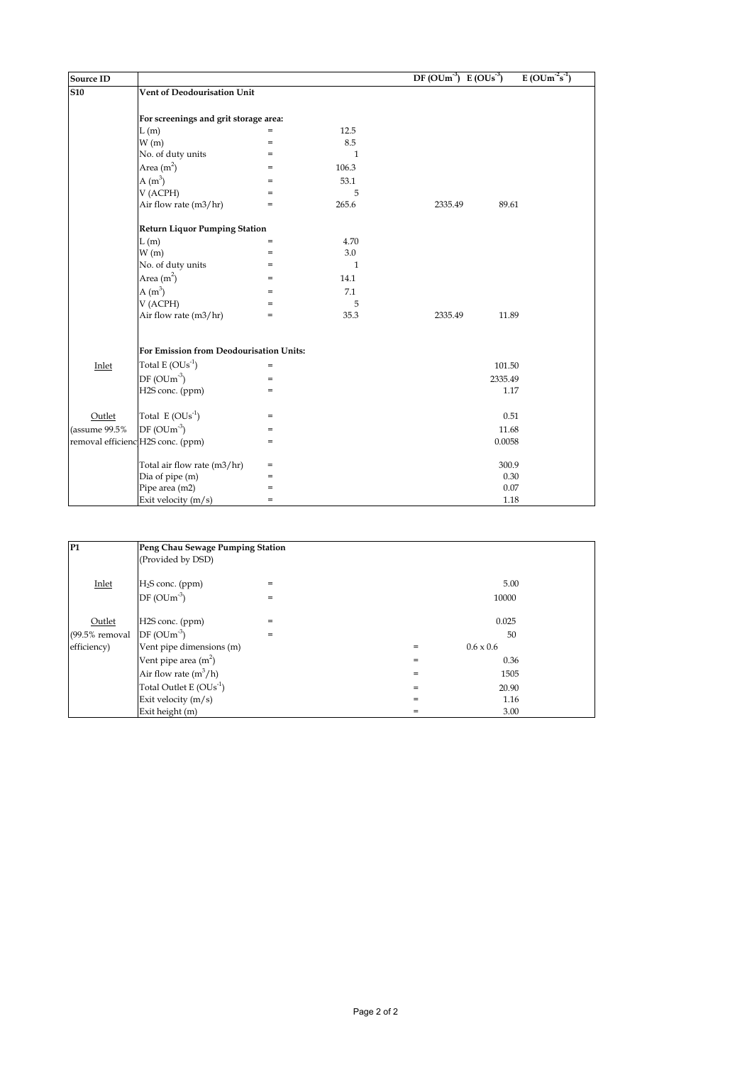| Source ID | | | | DF ($OUm^{-3}$) | E ($OUs^{-1}$) | E ($OUm^{-2}s^{-1}$) |
|---|---|---|---|---|---|---|
| **S10** | **Vent of Deodourisation Unit** | | | | | |
| | | | | | | |
| | **For screenings and grit storage area:** | | | | | |
| | L (m) | = | 12.5 | | | |
| | W (m) | = | 8.5 | | | |
| | No. of duty units | = | 1 | | | |
| | Area ($m^2$) | = | 106.3 | | | |
| | A ($m^3$) | = | 53.1 | | | |
| | V (ACPH) | = | 5 | | | |
| | Air flow rate (m3/hr) | = | 265.6 | 2335.49 | 89.61 | |
| | | | | | | |
| | **Return Liquor Pumping Station** | | | | | |
| | L (m) | = | 4.70 | | | |
| | W (m) | = | 3.0 | | | |
| | No. of duty units | = | 1 | | | |
| | Area ($m^2$) | = | 14.1 | | | |
| | A ($m^3$) | = | 7.1 | | | |
| | V (ACPH) | = | 5 | | | |
| | Air flow rate (m3/hr) | = | 35.3 | 2335.49 | 11.89 | |
| | | | | | | |
| | **For Emission from Deodourisation Units:** | | | | | |
| Inlet | Total E ($OUs^{-1}$) | = | | | 101.50 | |
| | DF ($OUm^{-3}$) | = | | | 2335.49 | |
| | H2S conc. (ppm) | = | | | 1.17 | |
| | | | | | | |
| Outlet | Total E ($OUs^{-1}$) | = | | | 0.51 | |
| (assume 99.5% | DF ($OUm^{-3}$) | = | | | 11.68 | |
| removal efficienc | H2S conc. (ppm) | = | | | 0.0058 | |
| | | | | | | |
| | Total air flow rate (m3/hr) | = | | | 300.9 | |
| | Dia of pipe (m) | = | | | 0.30 | |
| | Pipe area (m2) | = | | | 0.07 | |
| | Exit velocity (m/s) | = | | | 1.18 | |

| P1 | Peng Chau Sewage Pumping Station | | | |
|---|---|---|---|---|
| | (Provided by DSD) | | | |
| | | | | |
| Inlet | $H_2S$ conc. (ppm) | = | | 5.00 |
| | DF ($OUm^{-3}$) | = | | 10000 |
| | | | | |
| Outlet | H2S conc. (ppm) | = | | 0.025 |
| (99.5% removal | DF ($OUm^{-3}$) | = | | 50 |
| efficiency) | Vent pipe dimensions (m) | | = | 0.6 x 0.6 |
| | Vent pipe area ($m^2$) | | = | 0.36 |
| | Air flow rate ($m^3$/h) | | = | 1505 |
| | Total Outlet E ($OUs^{-1}$) | | = | 20.90 |
| | Exit velocity (m/s) | | = | 1.16 |
| | Exit height (m) | | = | 3.00 |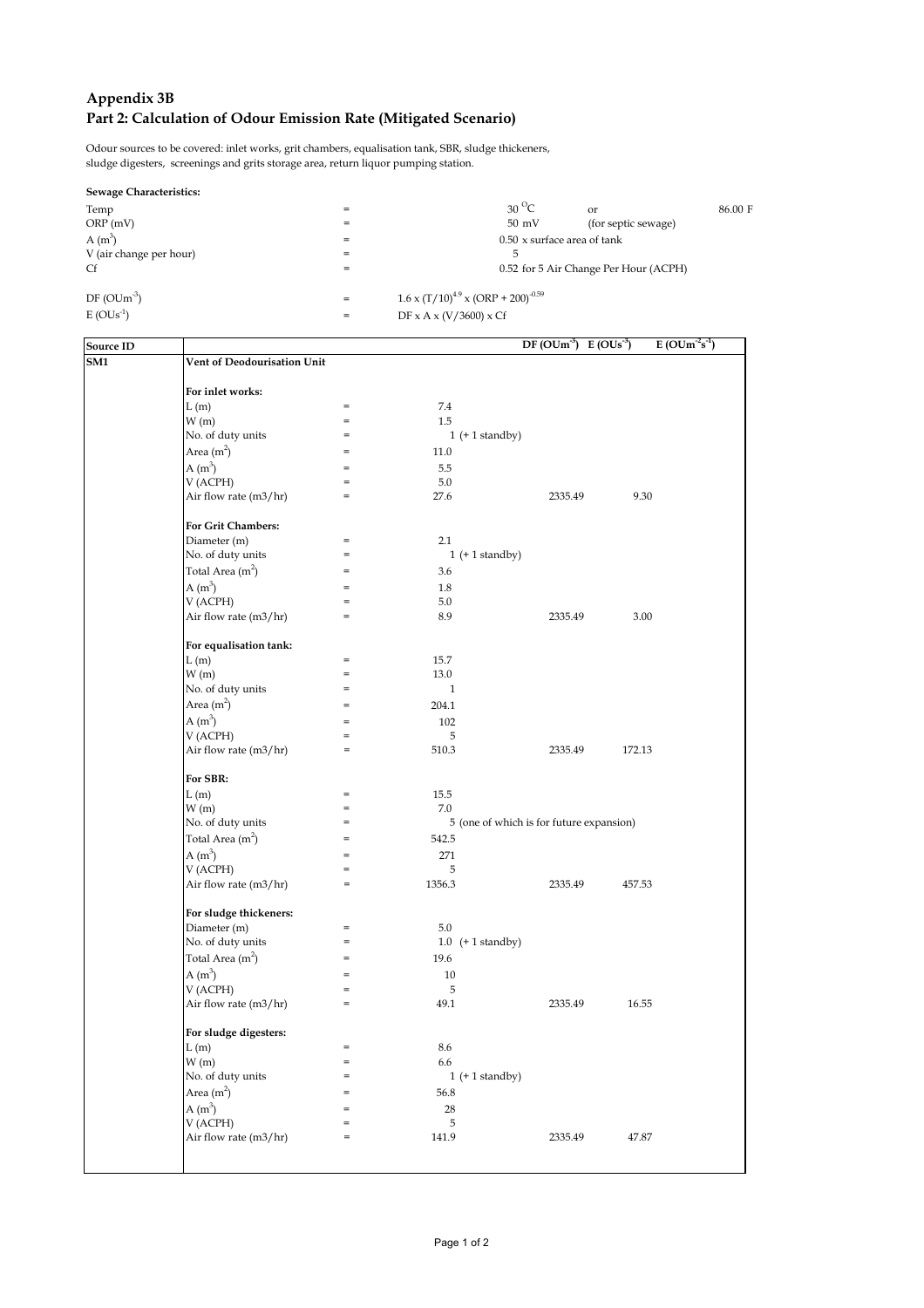## Appendix 3B

## Part 2: Calculation of Odour Emission Rate (Mitigated Scenario)

Odour sources to be covered: inlet works, grit chambers, equalisation tank, SBR, sludge thickeners, sludge digesters, screenings and grits storage area, return liquor pumping station.

**Sewage Characteristics:**

| | | | | |
|---|---|---|---|---|
| Temp | = | 30 $^{O}$C | or | 86.00 F |
| ORP (mV) | = | 50 mV | (for septic sewage) | |
| A ($m^3$) | = | 0.50 x surface area of tank | | |
| V (air change per hour) | = | 5 | | |
| Cf | = | 0.52 for 5 Air Change Per Hour (ACPH) | | |
| DF ($OUm^{-3}$) | = | $1.6 \times (T/10)^{4.9} \times (ORP + 200)^{-0.59}$ | | |
| E ($OUs^{-1}$) | = | DF x A x (V/3600) x Cf | | |

| Source ID | | | | DF ($OUm^{-3}$) | E ($OUs^{-1}$) | E ($OUm^{-2}s^{-1}$) |
|---|---|---|---|---|---|---|
| SM1 | **Vent of Deodourisation Unit** | | | | | |
| | **For inlet works:** | | | | | |
| | L (m) | = | 7.4 | | | |
| | W (m) | = | 1.5 | | | |
| | No. of duty units | = | 1 (+ 1 standby) | | | |
| | Area ($m^2$) | = | 11.0 | | | |
| | A ($m^3$) | = | 5.5 | | | |
| | V (ACPH) | = | 5.0 | | | |
| | Air flow rate (m3/hr) | = | 27.6 | 2335.49 | 9.30 | |
| | **For Grit Chambers:** | | | | | |
| | Diameter (m) | = | 2.1 | | | |
| | No. of duty units | = | 1 (+ 1 standby) | | | |
| | Total Area ($m^2$) | = | 3.6 | | | |
| | A ($m^3$) | = | 1.8 | | | |
| | V (ACPH) | = | 5.0 | | | |
| | Air flow rate (m3/hr) | = | 8.9 | 2335.49 | 3.00 | |
| | **For equalisation tank:** | | | | | |
| | L (m) | = | 15.7 | | | |
| | W (m) | = | 13.0 | | | |
| | No. of duty units | = | 1 | | | |
| | Area ($m^2$) | = | 204.1 | | | |
| | A ($m^3$) | = | 102 | | | |
| | V (ACPH) | = | 5 | | | |
| | Air flow rate (m3/hr) | = | 510.3 | 2335.49 | 172.13 | |
| | **For SBR:** | | | | | |
| | L (m) | = | 15.5 | | | |
| | W (m) | = | 7.0 | | | |
| | No. of duty units | = | 5 (one of which is for future expansion) | | | |
| | Total Area ($m^2$) | = | 542.5 | | | |
| | A ($m^3$) | = | 271 | | | |
| | V (ACPH) | = | 5 | | | |
| | Air flow rate (m3/hr) | = | 1356.3 | 2335.49 | 457.53 | |
| | **For sludge thickeners:** | | | | | |
| | Diameter (m) | = | 5.0 | | | |
| | No. of duty units | = | 1.0 (+ 1 standby) | | | |
| | Total Area ($m^2$) | = | 19.6 | | | |
| | A ($m^3$) | = | 10 | | | |
| | V (ACPH) | = | 5 | | | |
| | Air flow rate (m3/hr) | = | 49.1 | 2335.49 | 16.55 | |
| | **For sludge digesters:** | | | | | |
| | L (m) | = | 8.6 | | | |
| | W (m) | = | 6.6 | | | |
| | No. of duty units | = | 1 (+ 1 standby) | | | |
| | Area ($m^2$) | = | 56.8 | | | |
| | A ($m^3$) | = | 28 | | | |
| | V (ACPH) | = | 5 | | | |
| | Air flow rate (m3/hr) | = | 141.9 | 2335.49 | 47.87 | |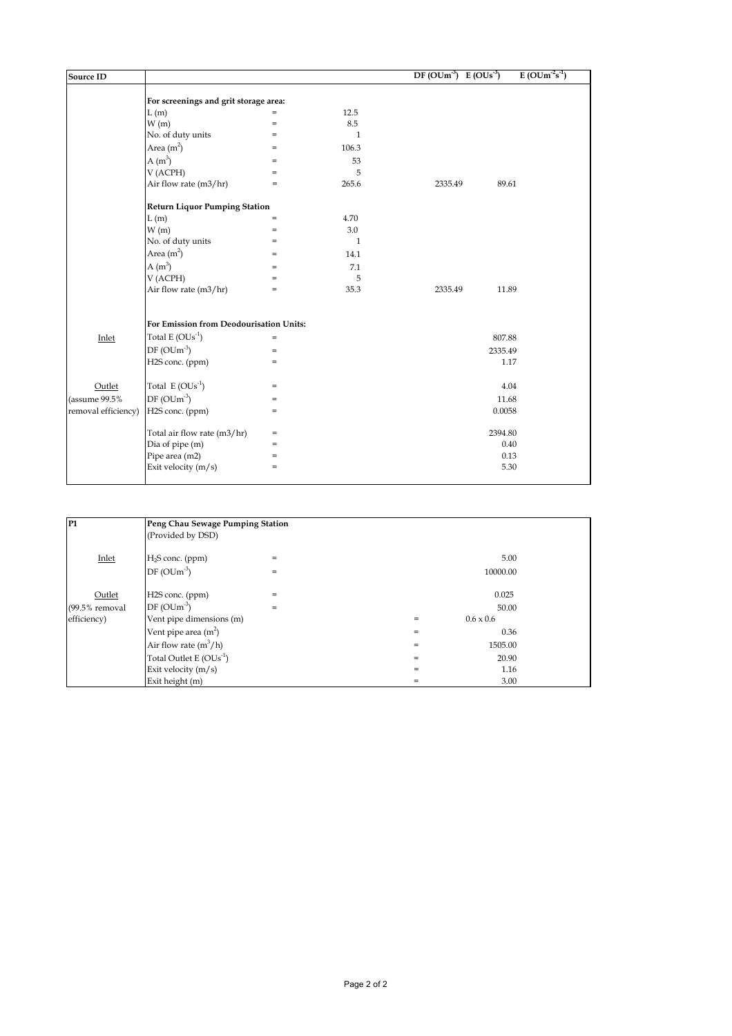| Source ID | | | | DF ($OUm^{-3}$) | E ($OUs^{-1}$) | E ($OUm^{-2}s^{-1}$) |
|---|---|---|---|---|---|---|
| | **For screenings and grit storage area:** | | | | | |
| | L (m) | = | 12.5 | | | |
| | W (m) | = | 8.5 | | | |
| | No. of duty units | = | 1 | | | |
| | Area ($m^2$) | = | 106.3 | | | |
| | A ($m^3$) | = | 53 | | | |
| | V (ACPH) | = | 5 | | | |
| | Air flow rate (m3/hr) | = | 265.6 | 2335.49 | 89.61 | |
| | **Return Liquor Pumping Station** | | | | | |
| | L (m) | = | 4.70 | | | |
| | W (m) | = | 3.0 | | | |
| | No. of duty units | = | 1 | | | |
| | Area ($m^2$) | = | 14.1 | | | |
| | A ($m^3$) | = | 7.1 | | | |
| | V (ACPH) | = | 5 | | | |
| | Air flow rate (m3/hr) | = | 35.3 | 2335.49 | 11.89 | |
| | **For Emission from Deodourisation Units:** | | | | | |
| Inlet | Total E ($OUs^{-1}$) | = | | | 807.88 | |
| | DF ($OUm^{-3}$) | = | | | 2335.49 | |
| | H2S conc. (ppm) | = | | | 1.17 | |
| Outlet | Total E ($OUs^{-1}$) | = | | | 4.04 | |
| (assume 99.5% | DF ($OUm^{-3}$) | = | | | 11.68 | |
| removal efficiency) | H2S conc. (ppm) | = | | | 0.0058 | |
| | Total air flow rate (m3/hr) | = | | | 2394.80 | |
| | Dia of pipe (m) | = | | | 0.40 | |
| | Pipe area (m2) | = | | | 0.13 | |
| | Exit velocity (m/s) | = | | | 5.30 | |

| P1 | Peng Chau Sewage Pumping Station | | | |
|---|---|---|---|---|
| | (Provided by DSD) | | | |
| Inlet | $H_2S$ conc. (ppm) | = | | 5.00 |
| | DF ($OUm^{-3}$) | = | | 10000.00 |
| Outlet | H2S conc. (ppm) | = | | 0.025 |
| (99.5% removal | DF ($OUm^{-3}$) | = | | 50.00 |
| efficiency) | Vent pipe dimensions (m) | | = | 0.6 x 0.6 |
| | Vent pipe area ($m^2$) | | = | 0.36 |
| | Air flow rate ($m^3$/h) | | = | 1505.00 |
| | Total Outlet E ($OUs^{-1}$) | | = | 20.90 |
| | Exit velocity (m/s) | | = | 1.16 |
| | Exit height (m) | | = | 3.00 |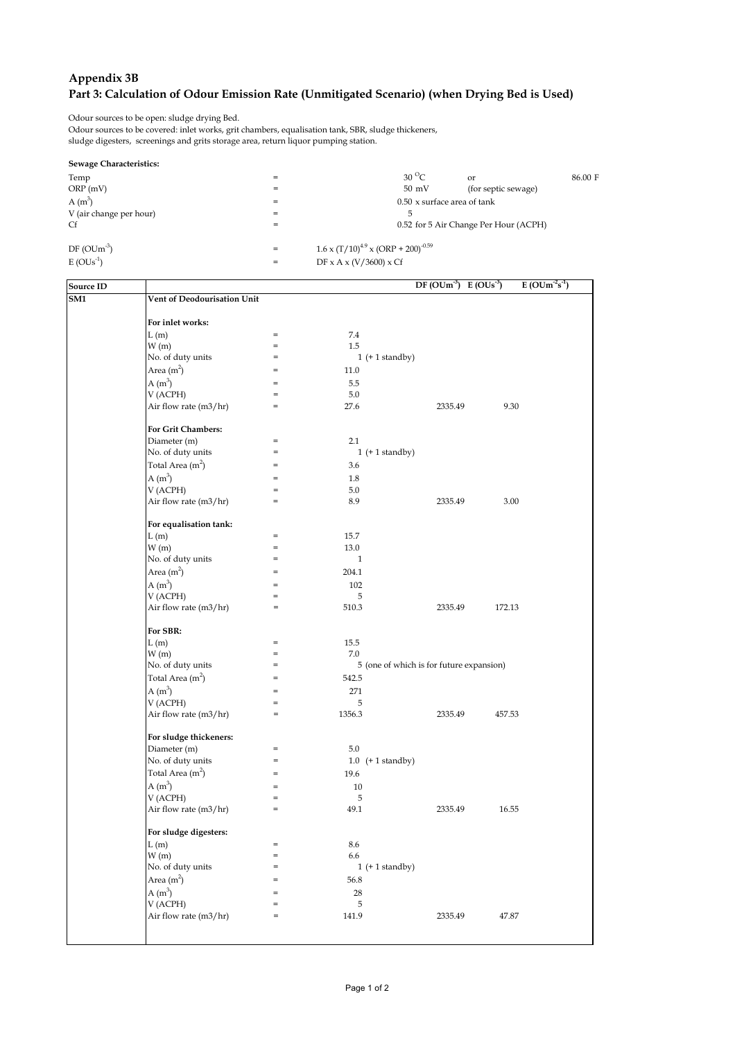## Appendix 3B

## Part 3: Calculation of Odour Emission Rate (Unmitigated Scenario) (when Drying Bed is Used)

Odour sources to be open: sludge drying Bed.
Odour sources to be covered: inlet works, grit chambers, equalisation tank, SBR, sludge thickeners, sludge digesters, screenings and grits storage area, return liquor pumping station.

**Sewage Characteristics:**

| | | | | |
|---|---|---|---|---|
| Temp | = | 30 $^{O}C$ | or | 86.00 F |
| ORP (mV) | = | 50 mV | (for septic sewage) | |
| A ($m^3$) | = | 0.50 x surface area of tank | | |
| V (air change per hour) | = | 5 | | |
| Cf | = | 0.52 for 5 Air Change Per Hour (ACPH) | | |
| DF ($OUm^{-3}$) | = | $1.6 \times (T/10)^{4.9} \times (ORP + 200)^{-0.59}$ | | |
| E ($OUs^{-1}$) | = | DF x A x (V/3600) x Cf | | |

| Source ID | | | | DF ($OUm^{-3}$) | E ($OUs^{-1}$) | E ($OUm^{-2}s^{-1}$) |
|---|---|---|---|---|---|---|
| **SM1** | **Vent of Deodourisation Unit** | | | | | |
| | **For inlet works:** | | | | | |
| | L (m) | = | 7.4 | | | |
| | W (m) | = | 1.5 | | | |
| | No. of duty units | = | 1 (+ 1 standby) | | | |
| | Area ($m^2$) | = | 11.0 | | | |
| | A ($m^3$) | = | 5.5 | | | |
| | V (ACPH) | = | 5.0 | | | |
| | Air flow rate (m3/hr) | = | 27.6 | 2335.49 | 9.30 | |
| | **For Grit Chambers:** | | | | | |
| | Diameter (m) | = | 2.1 | | | |
| | No. of duty units | = | 1 (+ 1 standby) | | | |
| | Total Area ($m^2$) | = | 3.6 | | | |
| | A ($m^3$) | = | 1.8 | | | |
| | V (ACPH) | = | 5.0 | | | |
| | Air flow rate (m3/hr) | = | 8.9 | 2335.49 | 3.00 | |
| | **For equalisation tank:** | | | | | |
| | L (m) | = | 15.7 | | | |
| | W (m) | = | 13.0 | | | |
| | No. of duty units | = | 1 | | | |
| | Area ($m^2$) | = | 204.1 | | | |
| | A ($m^3$) | = | 102 | | | |
| | V (ACPH) | = | 5 | | | |
| | Air flow rate (m3/hr) | = | 510.3 | 2335.49 | 172.13 | |
| | **For SBR:** | | | | | |
| | L (m) | = | 15.5 | | | |
| | W (m) | = | 7.0 | | | |
| | No. of duty units | = | 5 (one of which is for future expansion) | | | |
| | Total Area ($m^2$) | = | 542.5 | | | |
| | A ($m^3$) | = | 271 | | | |
| | V (ACPH) | = | 5 | | | |
| | Air flow rate (m3/hr) | = | 1356.3 | 2335.49 | 457.53 | |
| | **For sludge thickeners:** | | | | | |
| | Diameter (m) | = | 5.0 | | | |
| | No. of duty units | = | 1.0 (+ 1 standby) | | | |
| | Total Area ($m^2$) | = | 19.6 | | | |
| | A ($m^3$) | = | 10 | | | |
| | V (ACPH) | = | 5 | | | |
| | Air flow rate (m3/hr) | = | 49.1 | 2335.49 | 16.55 | |
| | **For sludge digesters:** | | | | | |
| | L (m) | = | 8.6 | | | |
| | W (m) | = | 6.6 | | | |
| | No. of duty units | = | 1 (+ 1 standby) | | | |
| | Area ($m^2$) | = | 56.8 | | | |
| | A ($m^3$) | = | 28 | | | |
| | V (ACPH) | = | 5 | | | |
| | Air flow rate (m3/hr) | = | 141.9 | 2335.49 | 47.87 | |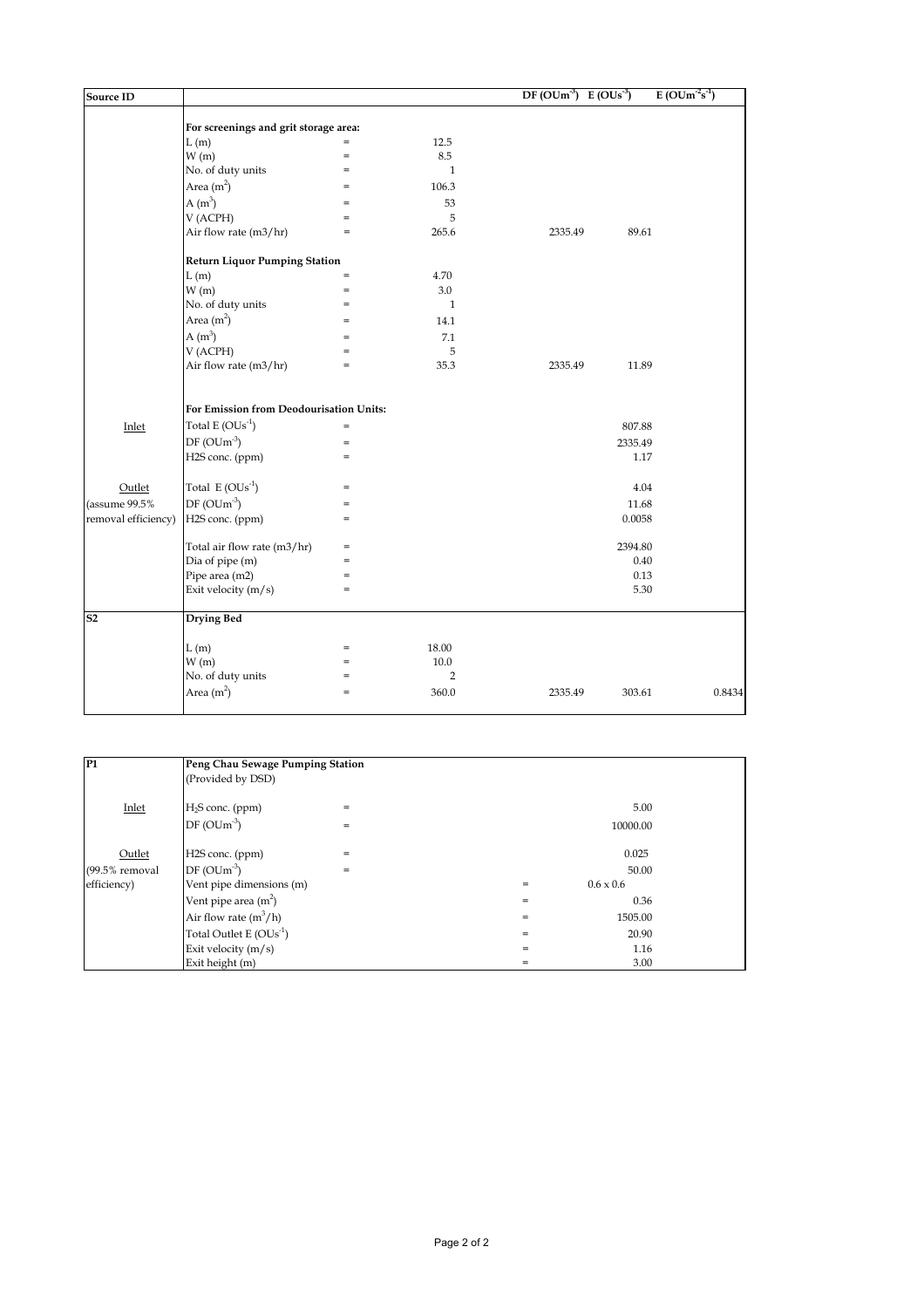| Source ID | | | | DF ($OUm^{-3}$) | E ($OUs^{-1}$) | E ($OUm^{-2}s^{-1}$) |
|---|---|---|---|---|---|---|
| | **For screenings and grit storage area:** | | | | | |
| | L (m) | = | 12.5 | | | |
| | W (m) | = | 8.5 | | | |
| | No. of duty units | = | 1 | | | |
| | Area ($m^2$) | = | 106.3 | | | |
| | A ($m^3$) | = | 53 | | | |
| | V (ACPH) | = | 5 | | | |
| | Air flow rate (m3/hr) | = | 265.6 | 2335.49 | 89.61 | |
| | **Return Liquor Pumping Station** | | | | | |
| | L (m) | = | 4.70 | | | |
| | W (m) | = | 3.0 | | | |
| | No. of duty units | = | 1 | | | |
| | Area ($m^2$) | = | 14.1 | | | |
| | A ($m^3$) | = | 7.1 | | | |
| | V (ACPH) | = | 5 | | | |
| | Air flow rate (m3/hr) | = | 35.3 | 2335.49 | 11.89 | |
| | **For Emission from Deodourisation Units:** | | | | | |
| Inlet | Total E ($OUs^{-1}$) | = | | | 807.88 | |
| | DF ($OUm^{-3}$) | = | | | 2335.49 | |
| | H2S conc. (ppm) | = | | | 1.17 | |
| Outlet | Total E ($OUs^{-1}$) | = | | | 4.04 | |
| (assume 99.5% | DF ($OUm^{-3}$) | = | | | 11.68 | |
| removal efficiency) | H2S conc. (ppm) | = | | | 0.0058 | |
| | Total air flow rate (m3/hr) | = | | | 2394.80 | |
| | Dia of pipe (m) | = | | | 0.40 | |
| | Pipe area (m2) | = | | | 0.13 | |
| | Exit velocity (m/s) | = | | | 5.30 | |
| **S2** | **Drying Bed** | | | | | |
| | L (m) | = | 18.00 | | | |
| | W (m) | = | 10.0 | | | |
| | No. of duty units | = | 2 | | | |
| | Area ($m^2$) | = | 360.0 | 2335.49 | 303.61 | 0.8434 |

| P1 | Peng Chau Sewage Pumping Station | | | |
|---|---|---|---|---|
| | (Provided by DSD) | | | |
| Inlet | $H_2S$ conc. (ppm) | = | | 5.00 |
| | DF ($OUm^{-3}$) | = | | 10000.00 |
| Outlet | H2S conc. (ppm) | = | | 0.025 |
| (99.5% removal | DF ($OUm^{-3}$) | = | | 50.00 |
| efficiency) | Vent pipe dimensions (m) | | = | 0.6 x 0.6 |
| | Vent pipe area ($m^2$) | | = | 0.36 |
| | Air flow rate ($m^3$/h) | | = | 1505.00 |
| | Total Outlet E ($OUs^{-1}$) | | = | 20.90 |
| | Exit velocity (m/s) | | = | 1.16 |
| | Exit height (m) | | = | 3.00 |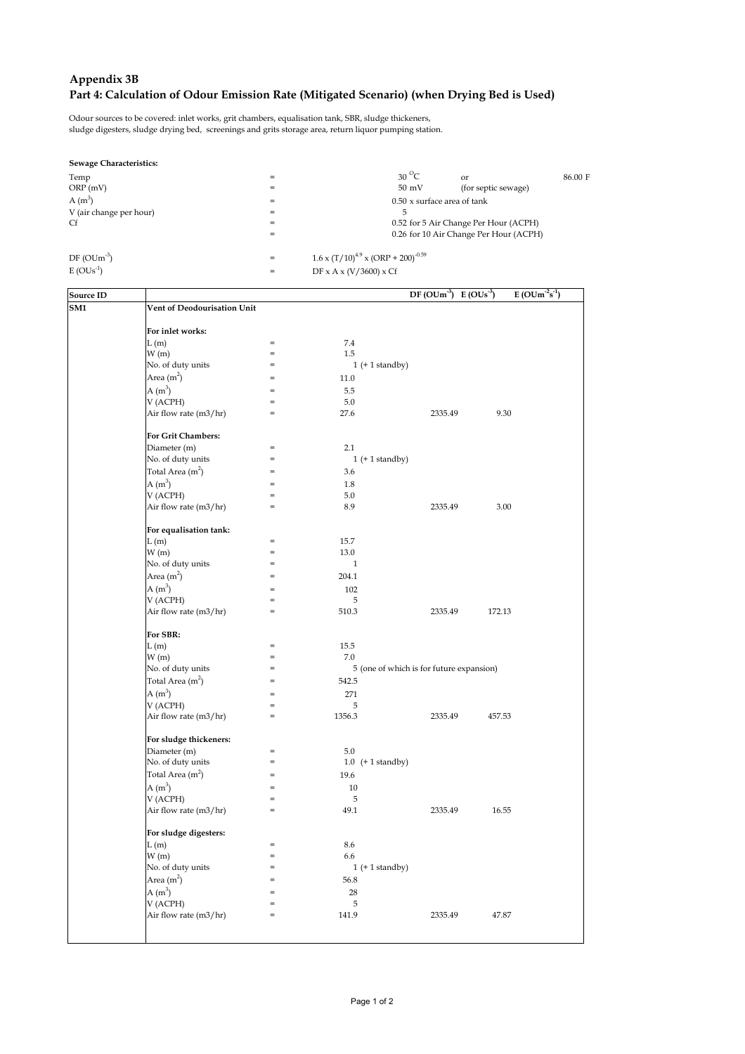# Appendix 3B

## Part 4: Calculation of Odour Emission Rate (Mitigated Scenario) (when Drying Bed is Used)

Odour sources to be covered: inlet works, grit chambers, equalisation tank, SBR, sludge thickeners, sludge digesters, sludge drying bed, screenings and grits storage area, return liquor pumping station.

**Sewage Characteristics:**

| | | | | |
|---|---|---|---|---|
| Temp | = | 30 $^{O}$C | or | 86.00 F |
| ORP (mV) | = | 50 mV | (for septic sewage) | |
| A ($m^3$) | = | 0.50 x surface area of tank | | |
| V (air change per hour) | = | 5 | | |
| Cf | = | 0.52 for 5 Air Change Per Hour (ACPH) | | |
| | = | 0.26 for 10 Air Change Per Hour (ACPH) | | |

DF ($OUm^{-3}$) = $1.6 \times (T/10)^{4.9} \times (ORP + 200)^{-0.59}$

E ($OUs^{-1}$) = DF x A x (V/3600) x Cf

| Source ID | | | | DF ($OUm^{-3}$) | E ($OUs^{-1}$) | E ($OUm^{-2}s^{-1}$) |
|---|---|---|---|---|---|---|
| SM1 | **Vent of Deodourisation Unit** | | | | | |
| | **For inlet works:** | | | | | |
| | L (m) | = | 7.4 | | | |
| | W (m) | = | 1.5 | | | |
| | No. of duty units | = | 1 (+ 1 standby) | | | |
| | Area ($m^2$) | = | 11.0 | | | |
| | A ($m^3$) | = | 5.5 | | | |
| | V (ACPH) | = | 5.0 | | | |
| | Air flow rate (m3/hr) | = | 27.6 | 2335.49 | 9.30 | |
| | **For Grit Chambers:** | | | | | |
| | Diameter (m) | = | 2.1 | | | |
| | No. of duty units | = | 1 (+ 1 standby) | | | |
| | Total Area ($m^2$) | = | 3.6 | | | |
| | A ($m^3$) | = | 1.8 | | | |
| | V (ACPH) | = | 5.0 | | | |
| | Air flow rate (m3/hr) | = | 8.9 | 2335.49 | 3.00 | |
| | **For equalisation tank:** | | | | | |
| | L (m) | = | 15.7 | | | |
| | W (m) | = | 13.0 | | | |
| | No. of duty units | = | 1 | | | |
| | Area ($m^2$) | = | 204.1 | | | |
| | A ($m^3$) | = | 102 | | | |
| | V (ACPH) | = | 5 | | | |
| | Air flow rate (m3/hr) | = | 510.3 | 2335.49 | 172.13 | |
| | **For SBR:** | | | | | |
| | L (m) | = | 15.5 | | | |
| | W (m) | = | 7.0 | | | |
| | No. of duty units | = | 5 (one of which is for future expansion) | | | |
| | Total Area ($m^2$) | = | 542.5 | | | |
| | A ($m^3$) | = | 271 | | | |
| | V (ACPH) | = | 5 | | | |
| | Air flow rate (m3/hr) | = | 1356.3 | 2335.49 | 457.53 | |
| | **For sludge thickeners:** | | | | | |
| | Diameter (m) | = | 5.0 | | | |
| | No. of duty units | = | 1.0 (+ 1 standby) | | | |
| | Total Area ($m^2$) | = | 19.6 | | | |
| | A ($m^3$) | = | 10 | | | |
| | V (ACPH) | = | 5 | | | |
| | Air flow rate (m3/hr) | = | 49.1 | 2335.49 | 16.55 | |
| | **For sludge digesters:** | | | | | |
| | L (m) | = | 8.6 | | | |
| | W (m) | = | 6.6 | | | |
| | No. of duty units | = | 1 (+ 1 standby) | | | |
| | Area ($m^2$) | = | 56.8 | | | |
| | A ($m^3$) | = | 28 | | | |
| | V (ACPH) | = | 5 | | | |
| | Air flow rate (m3/hr) | = | 141.9 | 2335.49 | 47.87 | |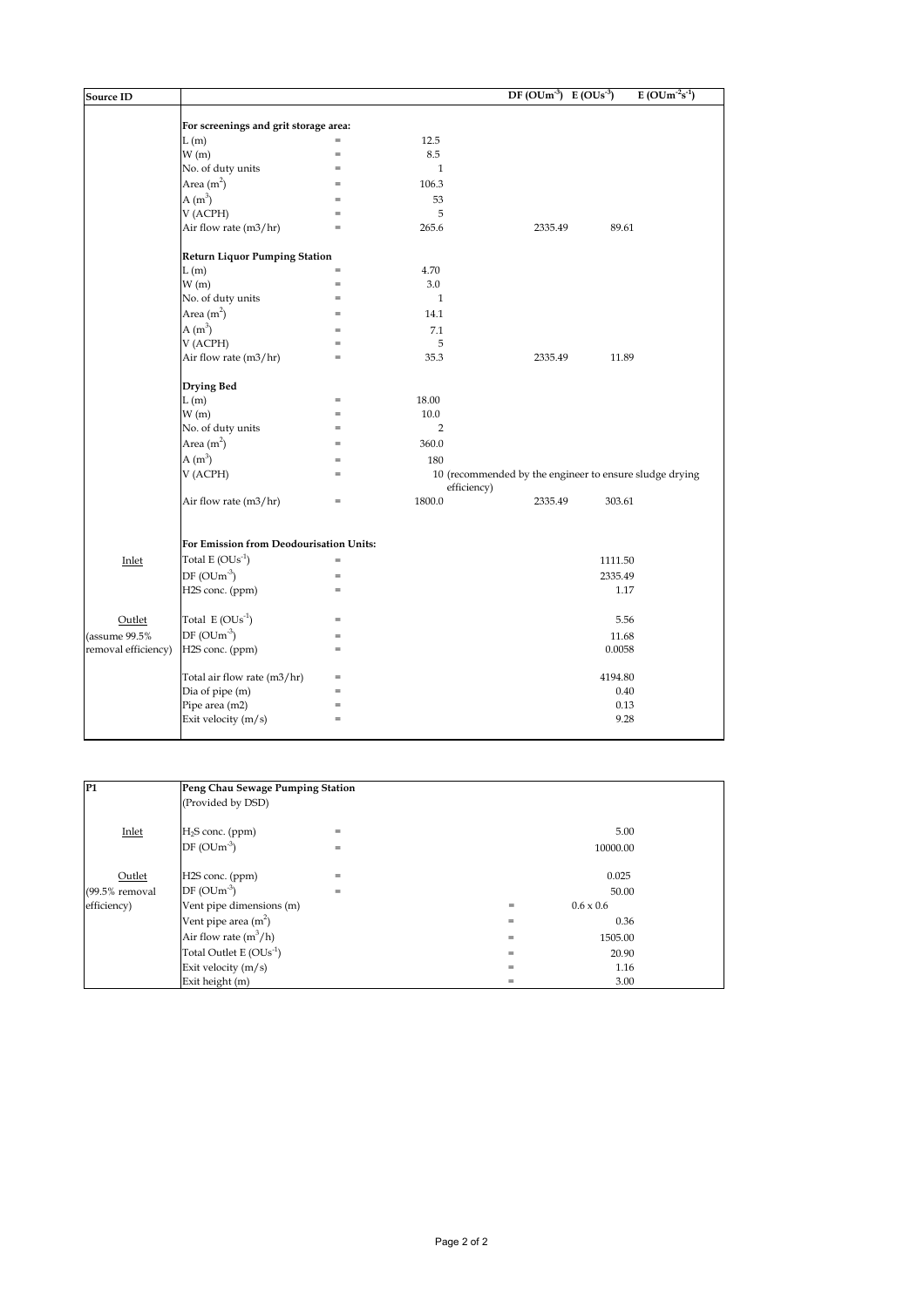| Source ID | | | | $DF (OUm^{-3})$ | $E (OUs^{-1})$ | $E (OUm^{-2}s^{-1})$ |
|---|---|---|---|---|---|---|
| | **For screenings and grit storage area:** | | | | | |
| | L (m) | = | 12.5 | | | |
| | W (m) | = | 8.5 | | | |
| | No. of duty units | = | 1 | | | |
| | Area $(m^2)$ | = | 106.3 | | | |
| | $A (m^3)$ | = | 53 | | | |
| | V (ACPH) | = | 5 | | | |
| | Air flow rate (m3/hr) | = | 265.6 | 2335.49 | 89.61 | |
| | **Return Liquor Pumping Station** | | | | | |
| | L (m) | = | 4.70 | | | |
| | W (m) | = | 3.0 | | | |
| | No. of duty units | = | 1 | | | |
| | Area $(m^2)$ | = | 14.1 | | | |
| | $A (m^3)$ | = | 7.1 | | | |
| | V (ACPH) | = | 5 | | | |
| | Air flow rate (m3/hr) | = | 35.3 | 2335.49 | 11.89 | |
| | **Drying Bed** | | | | | |
| | L (m) | = | 18.00 | | | |
| | W (m) | = | 10.0 | | | |
| | No. of duty units | = | 2 | | | |
| | Area $(m^2)$ | = | 360.0 | | | |
| | $A (m^3)$ | = | 180 | | | |
| | V (ACPH) | = | 10 (recommended by the engineer to ensure sludge drying efficiency) | | | |
| | Air flow rate (m3/hr) | = | 1800.0 | 2335.49 | 303.61 | |
| | **For Emission from Deodourisation Units:** | | | | | |
| Inlet | Total E $(OUs^{-1})$ | = | | | 1111.50 | |
| | DF $(OUm^{-3})$ | = | | | 2335.49 | |
| | H2S conc. (ppm) | = | | | 1.17 | |
| Outlet | Total E $(OUs^{-1})$ | = | | | 5.56 | |
| (assume 99.5% | DF $(OUm^{-3})$ | = | | | 11.68 | |
| removal efficiency) | H2S conc. (ppm) | = | | | 0.0058 | |
| | Total air flow rate (m3/hr) | = | | | 4194.80 | |
| | Dia of pipe (m) | = | | | 0.40 | |
| | Pipe area (m2) | = | | | 0.13 | |
| | Exit velocity (m/s) | = | | | 9.28 | |

| P1 | Peng Chau Sewage Pumping Station | | | |
|---|---|---|---|---|
| | (Provided by DSD) | | | |
| Inlet | $H_2S$ conc. (ppm) | = | | 5.00 |
| | DF $(OUm^{-3})$ | = | | 10000.00 |
| Outlet | H2S conc. (ppm) | = | | 0.025 |
| (99.5% removal | DF $(OUm^{-3})$ | = | | 50.00 |
| efficiency) | Vent pipe dimensions (m) | | = | 0.6 x 0.6 |
| | Vent pipe area $(m^2)$ | | = | 0.36 |
| | Air flow rate $(m^3/h)$ | | = | 1505.00 |
| | Total Outlet E $(OUs^{-1})$ | | = | 20.90 |
| | Exit velocity (m/s) | | = | 1.16 |
| | Exit height (m) | | = | 3.00 |